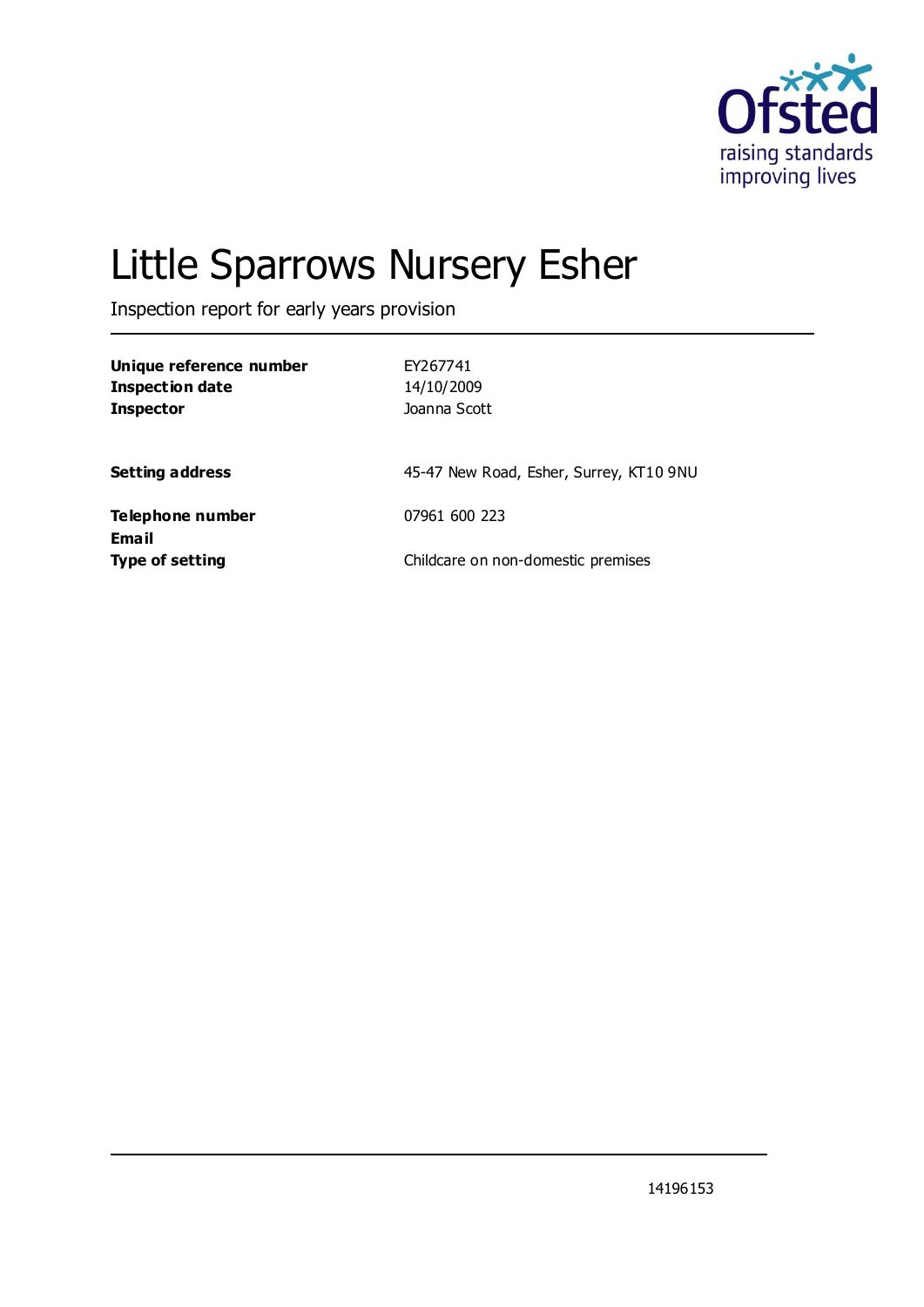# Little Sparrows Nursery Esher

Inspection report for early years provision

| | |
|---|---|
| **Unique reference number** | EY267741 |
| **Inspection date** | 14/10/2009 |
| **Inspector** | Joanna Scott |
| | |
| **Setting address** | 45-47 New Road, Esher, Surrey, KT10 9NU |
| | |
| **Telephone number** | 07961 600 223 |
| **Email** | |
| **Type of setting** | Childcare on non-domestic premises |

14196153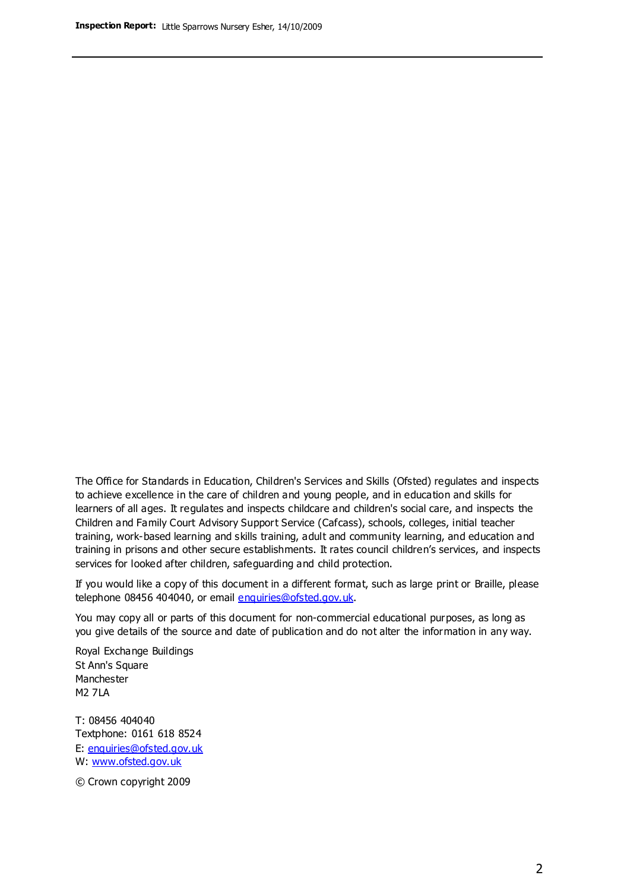The Office for Standards in Education, Children's Services and Skills (Ofsted) regulates and inspects to achieve excellence in the care of children and young people, and in education and skills for learners of all ages. It regulates and inspects childcare and children's social care, and inspects the Children and Family Court Advisory Support Service (Cafcass), schools, colleges, initial teacher training, work-based learning and skills training, adult and community learning, and education and training in prisons and other secure establishments. It rates council children's services, and inspects services for looked after children, safeguarding and child protection.

If you would like a copy of this document in a different format, such as large print or Braille, please telephone 08456 404040, or email enquiries@ofsted.gov.uk.

You may copy all or parts of this document for non-commercial educational purposes, as long as you give details of the source and date of publication and do not alter the information in any way.

Royal Exchange Buildings
St Ann's Square
Manchester
M2 7LA

T: 08456 404040
Textphone: 0161 618 8524
E: enquiries@ofsted.gov.uk
W: www.ofsted.gov.uk

© Crown copyright 2009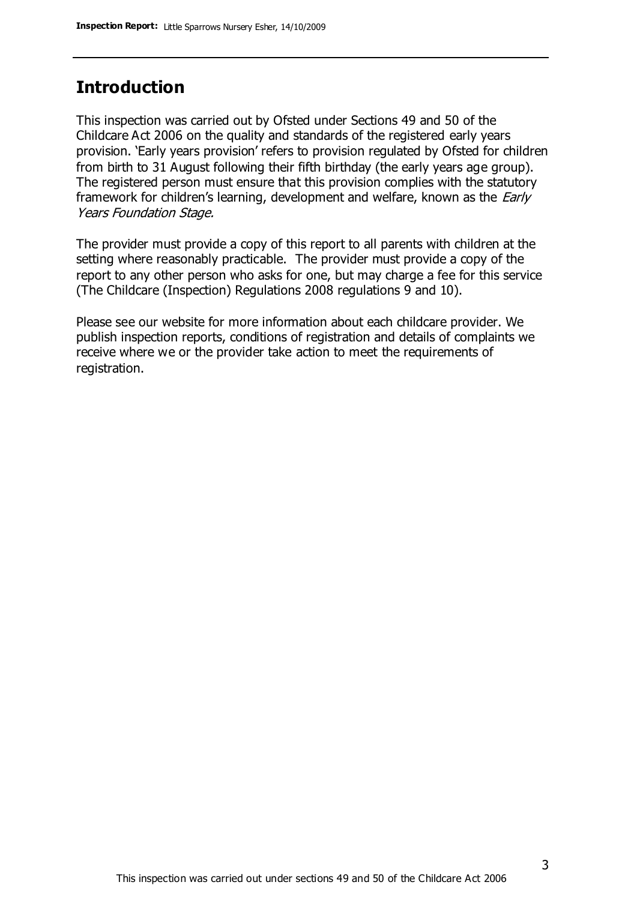## Introduction

This inspection was carried out by Ofsted under Sections 49 and 50 of the Childcare Act 2006 on the quality and standards of the registered early years provision. 'Early years provision' refers to provision regulated by Ofsted for children from birth to 31 August following their fifth birthday (the early years age group). The registered person must ensure that this provision complies with the statutory framework for children's learning, development and welfare, known as the *Early Years Foundation Stage.*

The provider must provide a copy of this report to all parents with children at the setting where reasonably practicable. The provider must provide a copy of the report to any other person who asks for one, but may charge a fee for this service (The Childcare (Inspection) Regulations 2008 regulations 9 and 10).

Please see our website for more information about each childcare provider. We publish inspection reports, conditions of registration and details of complaints we receive where we or the provider take action to meet the requirements of registration.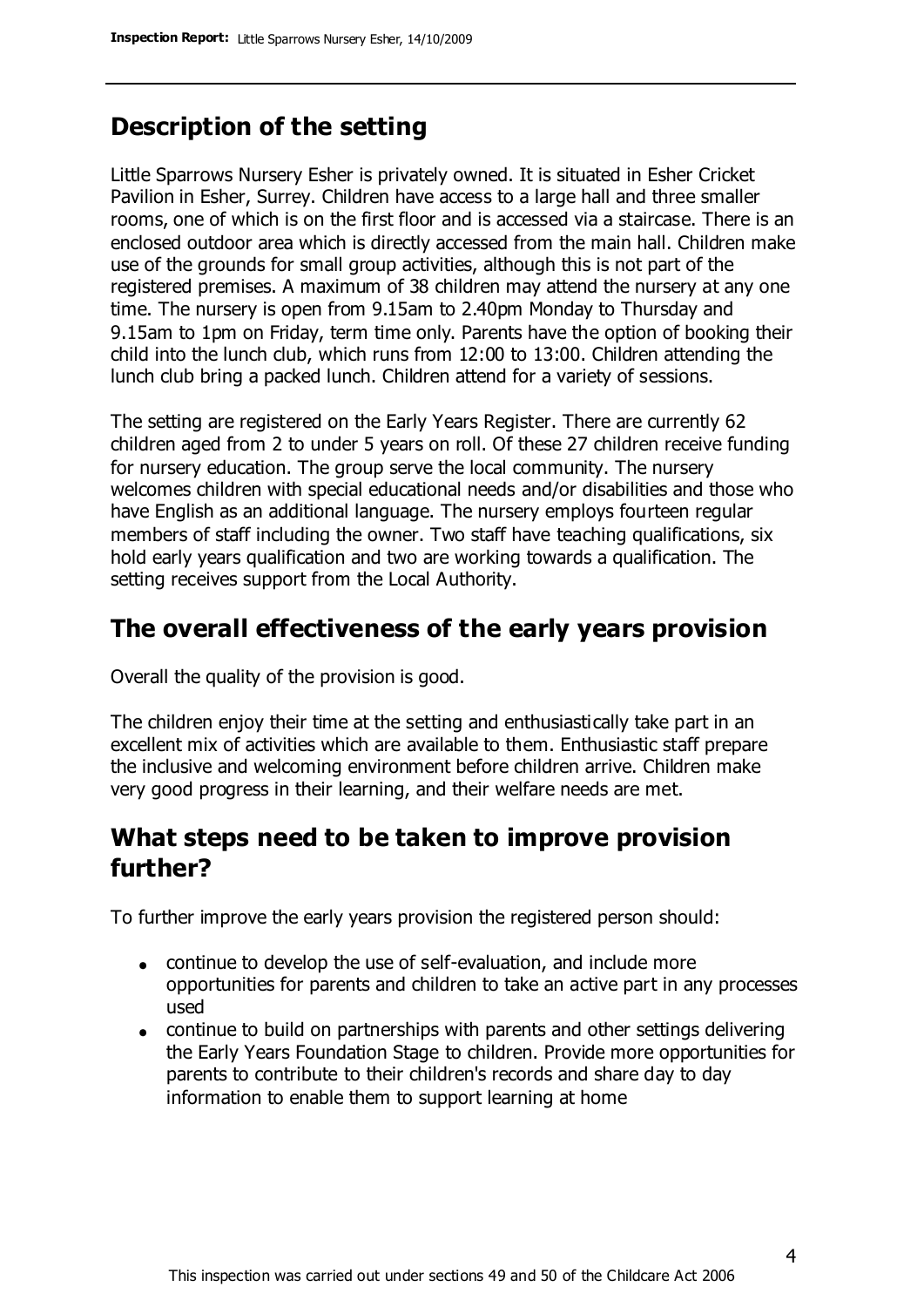## Description of the setting

Little Sparrows Nursery Esher is privately owned. It is situated in Esher Cricket Pavilion in Esher, Surrey. Children have access to a large hall and three smaller rooms, one of which is on the first floor and is accessed via a staircase. There is an enclosed outdoor area which is directly accessed from the main hall. Children make use of the grounds for small group activities, although this is not part of the registered premises. A maximum of 38 children may attend the nursery at any one time. The nursery is open from 9.15am to 2.40pm Monday to Thursday and 9.15am to 1pm on Friday, term time only. Parents have the option of booking their child into the lunch club, which runs from 12:00 to 13:00. Children attending the lunch club bring a packed lunch. Children attend for a variety of sessions.

The setting are registered on the Early Years Register. There are currently 62 children aged from 2 to under 5 years on roll. Of these 27 children receive funding for nursery education. The group serve the local community. The nursery welcomes children with special educational needs and/or disabilities and those who have English as an additional language. The nursery employs fourteen regular members of staff including the owner. Two staff have teaching qualifications, six hold early years qualification and two are working towards a qualification. The setting receives support from the Local Authority.

## The overall effectiveness of the early years provision

Overall the quality of the provision is good.

The children enjoy their time at the setting and enthusiastically take part in an excellent mix of activities which are available to them. Enthusiastic staff prepare the inclusive and welcoming environment before children arrive. Children make very good progress in their learning, and their welfare needs are met.

## What steps need to be taken to improve provision further?

To further improve the early years provision the registered person should:

- continue to develop the use of self-evaluation, and include more opportunities for parents and children to take an active part in any processes used
- continue to build on partnerships with parents and other settings delivering the Early Years Foundation Stage to children. Provide more opportunities for parents to contribute to their children's records and share day to day information to enable them to support learning at home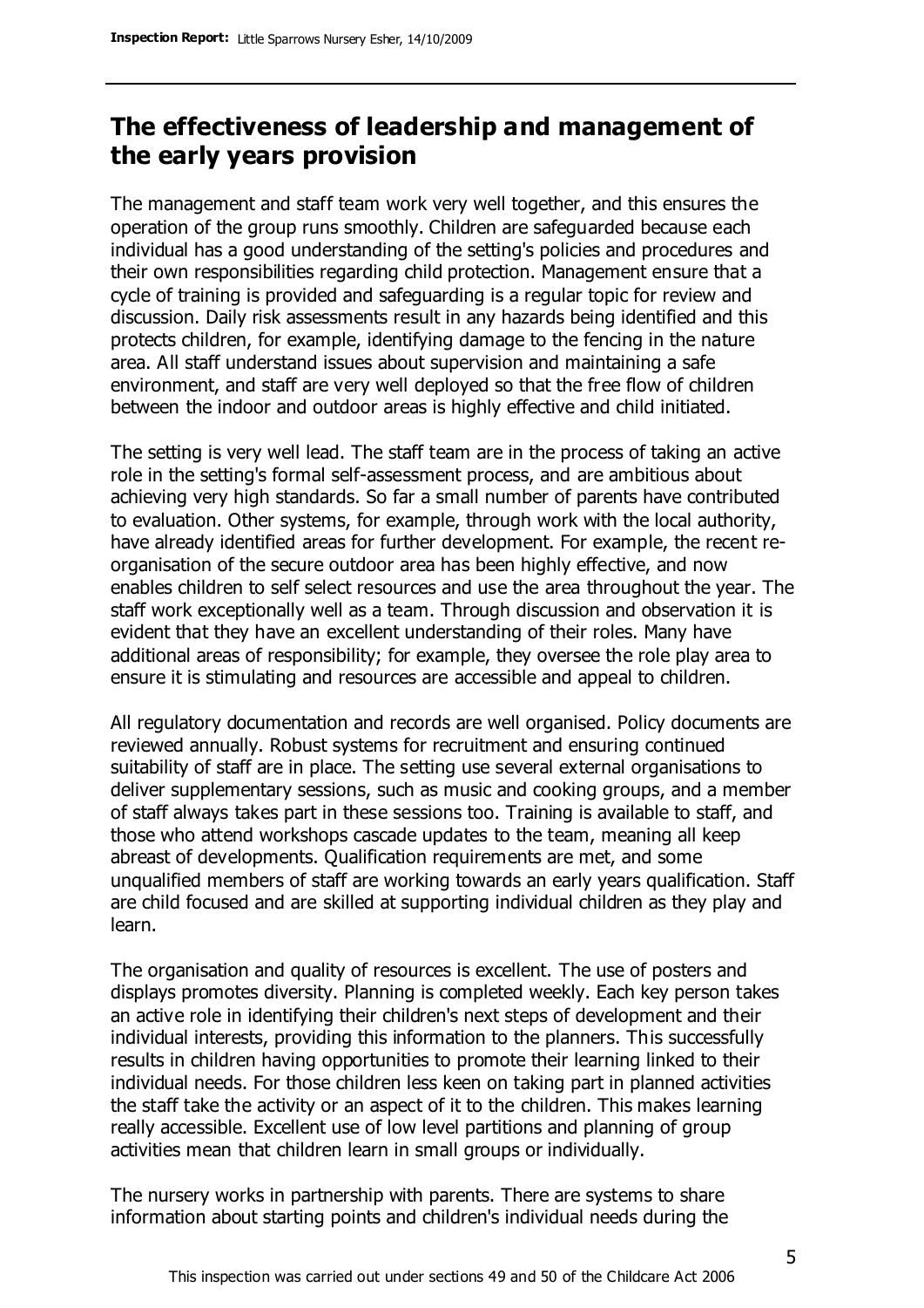## The effectiveness of leadership and management of the early years provision

The management and staff team work very well together, and this ensures the operation of the group runs smoothly. Children are safeguarded because each individual has a good understanding of the setting's policies and procedures and their own responsibilities regarding child protection. Management ensure that a cycle of training is provided and safeguarding is a regular topic for review and discussion. Daily risk assessments result in any hazards being identified and this protects children, for example, identifying damage to the fencing in the nature area. All staff understand issues about supervision and maintaining a safe environment, and staff are very well deployed so that the free flow of children between the indoor and outdoor areas is highly effective and child initiated.

The setting is very well lead. The staff team are in the process of taking an active role in the setting's formal self-assessment process, and are ambitious about achieving very high standards. So far a small number of parents have contributed to evaluation. Other systems, for example, through work with the local authority, have already identified areas for further development. For example, the recent re-organisation of the secure outdoor area has been highly effective, and now enables children to self select resources and use the area throughout the year. The staff work exceptionally well as a team. Through discussion and observation it is evident that they have an excellent understanding of their roles. Many have additional areas of responsibility; for example, they oversee the role play area to ensure it is stimulating and resources are accessible and appeal to children.

All regulatory documentation and records are well organised. Policy documents are reviewed annually. Robust systems for recruitment and ensuring continued suitability of staff are in place. The setting use several external organisations to deliver supplementary sessions, such as music and cooking groups, and a member of staff always takes part in these sessions too. Training is available to staff, and those who attend workshops cascade updates to the team, meaning all keep abreast of developments. Qualification requirements are met, and some unqualified members of staff are working towards an early years qualification. Staff are child focused and are skilled at supporting individual children as they play and learn.

The organisation and quality of resources is excellent. The use of posters and displays promotes diversity. Planning is completed weekly. Each key person takes an active role in identifying their children's next steps of development and their individual interests, providing this information to the planners. This successfully results in children having opportunities to promote their learning linked to their individual needs. For those children less keen on taking part in planned activities the staff take the activity or an aspect of it to the children. This makes learning really accessible. Excellent use of low level partitions and planning of group activities mean that children learn in small groups or individually.

The nursery works in partnership with parents. There are systems to share information about starting points and children's individual needs during the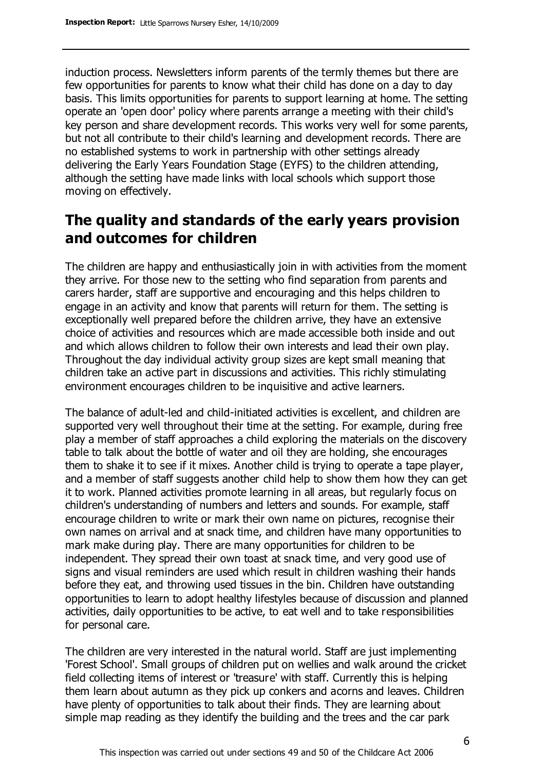induction process. Newsletters inform parents of the termly themes but there are few opportunities for parents to know what their child has done on a day to day basis. This limits opportunities for parents to support learning at home. The setting operate an 'open door' policy where parents arrange a meeting with their child's key person and share development records. This works very well for some parents, but not all contribute to their child's learning and development records. There are no established systems to work in partnership with other settings already delivering the Early Years Foundation Stage (EYFS) to the children attending, although the setting have made links with local schools which support those moving on effectively.

## The quality and standards of the early years provision and outcomes for children

The children are happy and enthusiastically join in with activities from the moment they arrive. For those new to the setting who find separation from parents and carers harder, staff are supportive and encouraging and this helps children to engage in an activity and know that parents will return for them. The setting is exceptionally well prepared before the children arrive, they have an extensive choice of activities and resources which are made accessible both inside and out and which allows children to follow their own interests and lead their own play. Throughout the day individual activity group sizes are kept small meaning that children take an active part in discussions and activities. This richly stimulating environment encourages children to be inquisitive and active learners.

The balance of adult-led and child-initiated activities is excellent, and children are supported very well throughout their time at the setting. For example, during free play a member of staff approaches a child exploring the materials on the discovery table to talk about the bottle of water and oil they are holding, she encourages them to shake it to see if it mixes. Another child is trying to operate a tape player, and a member of staff suggests another child help to show them how they can get it to work. Planned activities promote learning in all areas, but regularly focus on children's understanding of numbers and letters and sounds. For example, staff encourage children to write or mark their own name on pictures, recognise their own names on arrival and at snack time, and children have many opportunities to mark make during play. There are many opportunities for children to be independent. They spread their own toast at snack time, and very good use of signs and visual reminders are used which result in children washing their hands before they eat, and throwing used tissues in the bin. Children have outstanding opportunities to learn to adopt healthy lifestyles because of discussion and planned activities, daily opportunities to be active, to eat well and to take responsibilities for personal care.

The children are very interested in the natural world. Staff are just implementing 'Forest School'. Small groups of children put on wellies and walk around the cricket field collecting items of interest or 'treasure' with staff. Currently this is helping them learn about autumn as they pick up conkers and acorns and leaves. Children have plenty of opportunities to talk about their finds. They are learning about simple map reading as they identify the building and the trees and the car park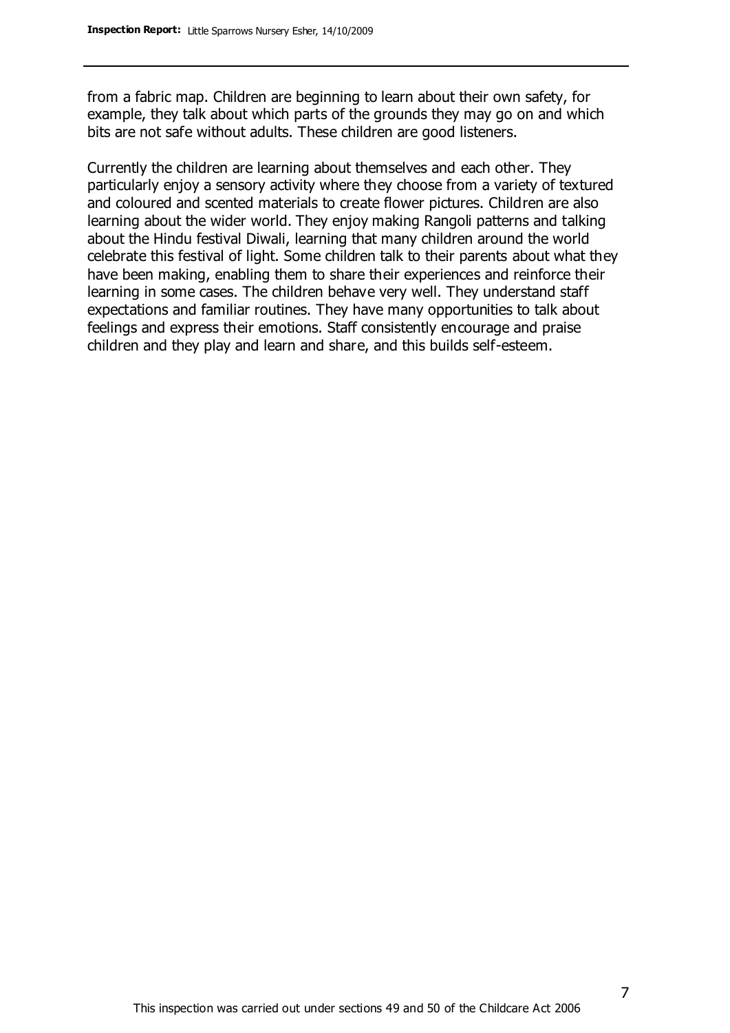from a fabric map. Children are beginning to learn about their own safety, for example, they talk about which parts of the grounds they may go on and which bits are not safe without adults. These children are good listeners.

Currently the children are learning about themselves and each other. They particularly enjoy a sensory activity where they choose from a variety of textured and coloured and scented materials to create flower pictures. Children are also learning about the wider world. They enjoy making Rangoli patterns and talking about the Hindu festival Diwali, learning that many children around the world celebrate this festival of light. Some children talk to their parents about what they have been making, enabling them to share their experiences and reinforce their learning in some cases. The children behave very well. They understand staff expectations and familiar routines. They have many opportunities to talk about feelings and express their emotions. Staff consistently encourage and praise children and they play and learn and share, and this builds self-esteem.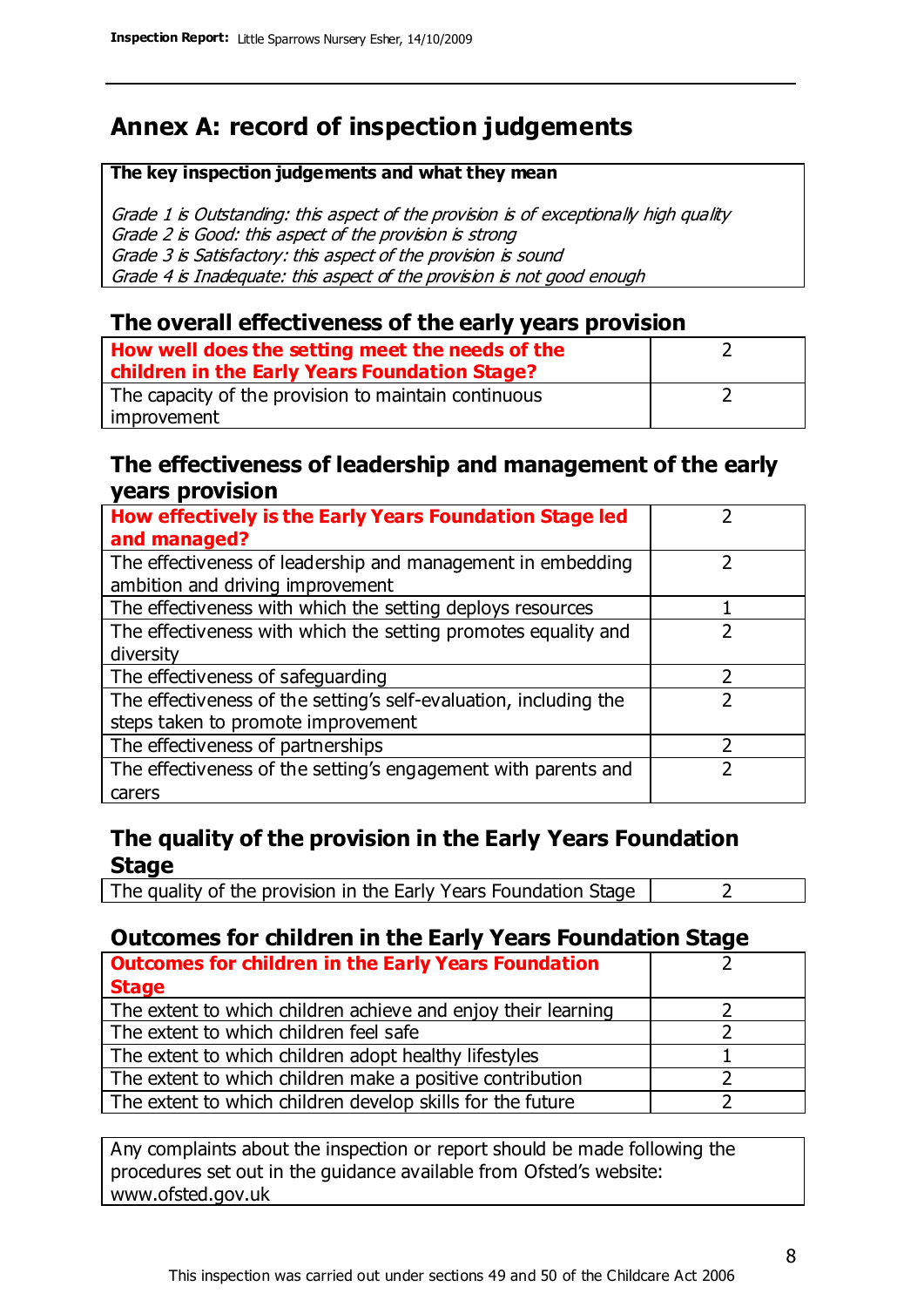# Annex A: record of inspection judgements

**The key inspection judgements and what they mean**

*Grade 1 is Outstanding: this aspect of the provision is of exceptionally high quality*
*Grade 2 is Good: this aspect of the provision is strong*
*Grade 3 is Satisfactory: this aspect of the provision is sound*
*Grade 4 is Inadequate: this aspect of the provision is not good enough*

## The overall effectiveness of the early years provision

| | |
|---|---|
| **How well does the setting meet the needs of the children in the Early Years Foundation Stage?** | 2 |
| The capacity of the provision to maintain continuous improvement | 2 |

## The effectiveness of leadership and management of the early years provision

| | |
|---|---|
| **How effectively is the Early Years Foundation Stage led and managed?** | 2 |
| The effectiveness of leadership and management in embedding ambition and driving improvement | 2 |
| The effectiveness with which the setting deploys resources | 1 |
| The effectiveness with which the setting promotes equality and diversity | 2 |
| The effectiveness of safeguarding | 2 |
| The effectiveness of the setting's self-evaluation, including the steps taken to promote improvement | 2 |
| The effectiveness of partnerships | 2 |
| The effectiveness of the setting's engagement with parents and carers | 2 |

## The quality of the provision in the Early Years Foundation Stage

| | |
|---|---|
| The quality of the provision in the Early Years Foundation Stage | 2 |

## Outcomes for children in the Early Years Foundation Stage

| | |
|---|---|
| **Outcomes for children in the Early Years Foundation Stage** | 2 |
| The extent to which children achieve and enjoy their learning | 2 |
| The extent to which children feel safe | 2 |
| The extent to which children adopt healthy lifestyles | 1 |
| The extent to which children make a positive contribution | 2 |
| The extent to which children develop skills for the future | 2 |

Any complaints about the inspection or report should be made following the procedures set out in the guidance available from Ofsted's website: www.ofsted.gov.uk

This inspection was carried out under sections 49 and 50 of the Childcare Act 2006